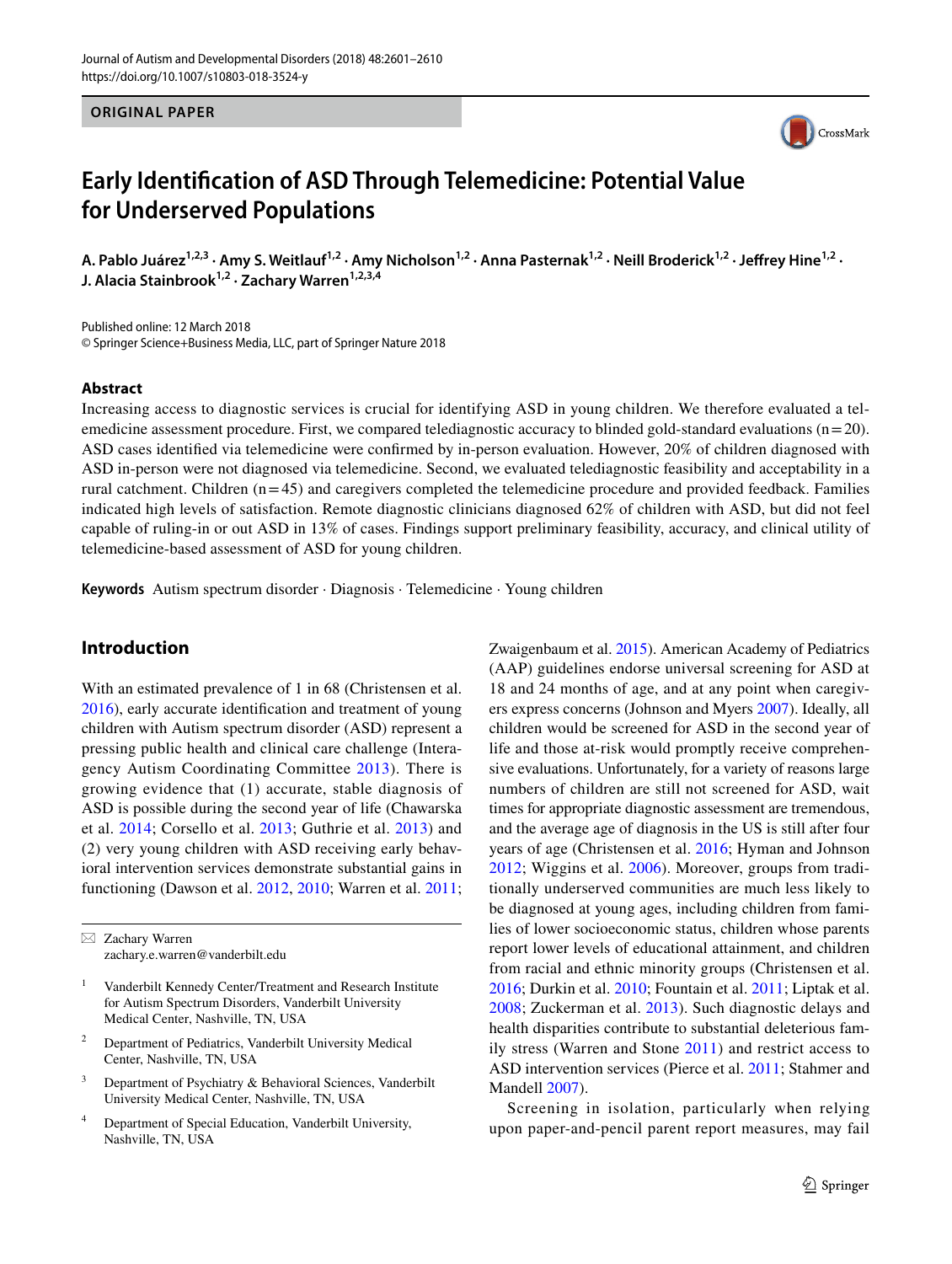ORIGINAL PAPER

# Early Identification of ASD Through Telemedicine: Potential Value for Underserved Populations

A. Pablo Juárez[1,2,3] · Amy S. Weitlauf[1,2] · Amy Nicholson[1,2] · Anna Pasternak[1,2] · Neill Broderick[1,2] · Jeffrey Hine[1,2] · J. Alacia Stainbrook[1,2] · Zachary Warren[1,2,3,4]

Published online: 12 March 2018
© Springer Science+Business Media, LLC, part of Springer Nature 2018

## Abstract

Increasing access to diagnostic services is crucial for identifying ASD in young children. We therefore evaluated a telemedicine assessment procedure. First, we compared telediagnostic accuracy to blinded gold-standard evaluations (n = 20). ASD cases identified via telemedicine were confirmed by in-person evaluation. However, 20% of children diagnosed with ASD in-person were not diagnosed via telemedicine. Second, we evaluated telediagnostic feasibility and acceptability in a rural catchment. Children (n = 45) and caregivers completed the telemedicine procedure and provided feedback. Families indicated high levels of satisfaction. Remote diagnostic clinicians diagnosed 62% of children with ASD, but did not feel capable of ruling-in or out ASD in 13% of cases. Findings support preliminary feasibility, accuracy, and clinical utility of telemedicine-based assessment of ASD for young children.

**Keywords** Autism spectrum disorder · Diagnosis · Telemedicine · Young children

## Introduction

With an estimated prevalence of 1 in 68 (Christensen et al. 2016), early accurate identification and treatment of young children with Autism spectrum disorder (ASD) represent a pressing public health and clinical care challenge (Interagency Autism Coordinating Committee 2013). There is growing evidence that (1) accurate, stable diagnosis of ASD is possible during the second year of life (Chawarska et al. 2014; Corsello et al. 2013; Guthrie et al. 2013) and (2) very young children with ASD receiving early behavioral intervention services demonstrate substantial gains in functioning (Dawson et al. 2012, 2010; Warren et al. 2011; Zwaigenbaum et al. 2015). American Academy of Pediatrics (AAP) guidelines endorse universal screening for ASD at 18 and 24 months of age, and at any point when caregivers express concerns (Johnson and Myers 2007). Ideally, all children would be screened for ASD in the second year of life and those at-risk would promptly receive comprehensive evaluations. Unfortunately, for a variety of reasons large numbers of children are still not screened for ASD, wait times for appropriate diagnostic assessment are tremendous, and the average age of diagnosis in the US is still after four years of age (Christensen et al. 2016; Hyman and Johnson 2012; Wiggins et al. 2006). Moreover, groups from traditionally underserved communities are much less likely to be diagnosed at young ages, including children from families of lower socioeconomic status, children whose parents report lower levels of educational attainment, and children from racial and ethnic minority groups (Christensen et al. 2016; Durkin et al. 2010; Fountain et al. 2011; Liptak et al. 2008; Zuckerman et al. 2013). Such diagnostic delays and health disparities contribute to substantial deleterious family stress (Warren and Stone 2011) and restrict access to ASD intervention services (Pierce et al. 2011; Stahmer and Mandell 2007).

Screening in isolation, particularly when relying upon paper-and-pencil parent report measures, may fail

---

✉ Zachary Warren
zachary.e.warren@vanderbilt.edu

[1] Vanderbilt Kennedy Center/Treatment and Research Institute for Autism Spectrum Disorders, Vanderbilt University Medical Center, Nashville, TN, USA

[2] Department of Pediatrics, Vanderbilt University Medical Center, Nashville, TN, USA

[3] Department of Psychiatry & Behavioral Sciences, Vanderbilt University Medical Center, Nashville, TN, USA

[4] Department of Special Education, Vanderbilt University, Nashville, TN, USA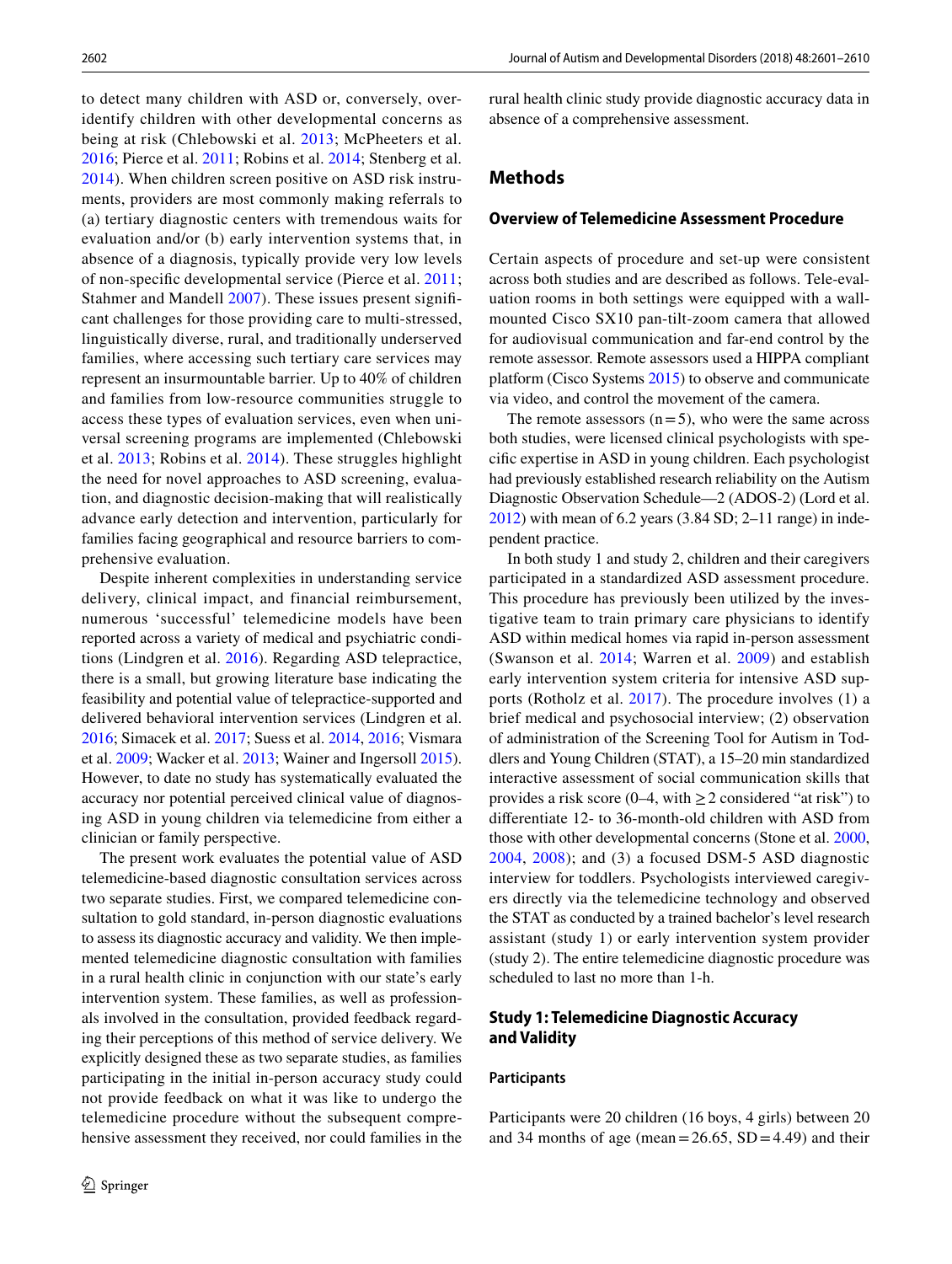to detect many children with ASD or, conversely, over-identify children with other developmental concerns as being at risk (Chlebowski et al. 2013; McPheeters et al. 2016; Pierce et al. 2011; Robins et al. 2014; Stenberg et al. 2014). When children screen positive on ASD risk instruments, providers are most commonly making referrals to (a) tertiary diagnostic centers with tremendous waits for evaluation and/or (b) early intervention systems that, in absence of a diagnosis, typically provide very low levels of non-specific developmental service (Pierce et al. 2011; Stahmer and Mandell 2007). These issues present significant challenges for those providing care to multi-stressed, linguistically diverse, rural, and traditionally underserved families, where accessing such tertiary care services may represent an insurmountable barrier. Up to 40% of children and families from low-resource communities struggle to access these types of evaluation services, even when universal screening programs are implemented (Chlebowski et al. 2013; Robins et al. 2014). These struggles highlight the need for novel approaches to ASD screening, evaluation, and diagnostic decision-making that will realistically advance early detection and intervention, particularly for families facing geographical and resource barriers to comprehensive evaluation.

Despite inherent complexities in understanding service delivery, clinical impact, and financial reimbursement, numerous 'successful' telemedicine models have been reported across a variety of medical and psychiatric conditions (Lindgren et al. 2016). Regarding ASD telepractice, there is a small, but growing literature base indicating the feasibility and potential value of telepractice-supported and delivered behavioral intervention services (Lindgren et al. 2016; Simacek et al. 2017; Suess et al. 2014, 2016; Vismara et al. 2009; Wacker et al. 2013; Wainer and Ingersoll 2015). However, to date no study has systematically evaluated the accuracy nor potential perceived clinical value of diagnosing ASD in young children via telemedicine from either a clinician or family perspective.

The present work evaluates the potential value of ASD telemedicine-based diagnostic consultation services across two separate studies. First, we compared telemedicine consultation to gold standard, in-person diagnostic evaluations to assess its diagnostic accuracy and validity. We then implemented telemedicine diagnostic consultation with families in a rural health clinic in conjunction with our state's early intervention system. These families, as well as professionals involved in the consultation, provided feedback regarding their perceptions of this method of service delivery. We explicitly designed these as two separate studies, as families participating in the initial in-person accuracy study could not provide feedback on what it was like to undergo the telemedicine procedure without the subsequent comprehensive assessment they received, nor could families in the rural health clinic study provide diagnostic accuracy data in absence of a comprehensive assessment.

## Methods

### Overview of Telemedicine Assessment Procedure

Certain aspects of procedure and set-up were consistent across both studies and are described as follows. Tele-evaluation rooms in both settings were equipped with a wall-mounted Cisco SX10 pan-tilt-zoom camera that allowed for audiovisual communication and far-end control by the remote assessor. Remote assessors used a HIPPA compliant platform (Cisco Systems 2015) to observe and communicate via video, and control the movement of the camera.

The remote assessors (n = 5), who were the same across both studies, were licensed clinical psychologists with specific expertise in ASD in young children. Each psychologist had previously established research reliability on the Autism Diagnostic Observation Schedule—2 (ADOS-2) (Lord et al. 2012) with mean of 6.2 years (3.84 SD; 2–11 range) in independent practice.

In both study 1 and study 2, children and their caregivers participated in a standardized ASD assessment procedure. This procedure has previously been utilized by the investigative team to train primary care physicians to identify ASD within medical homes via rapid in-person assessment (Swanson et al. 2014; Warren et al. 2009) and establish early intervention system criteria for intensive ASD supports (Rotholz et al. 2017). The procedure involves (1) a brief medical and psychosocial interview; (2) observation of administration of the Screening Tool for Autism in Toddlers and Young Children (STAT), a 15–20 min standardized interactive assessment of social communication skills that provides a risk score (0–4, with ≥ 2 considered "at risk") to differentiate 12- to 36-month-old children with ASD from those with other developmental concerns (Stone et al. 2000, 2004, 2008); and (3) a focused DSM-5 ASD diagnostic interview for toddlers. Psychologists interviewed caregivers directly via the telemedicine technology and observed the STAT as conducted by a trained bachelor's level research assistant (study 1) or early intervention system provider (study 2). The entire telemedicine diagnostic procedure was scheduled to last no more than 1-h.

### Study 1: Telemedicine Diagnostic Accuracy and Validity

#### Participants

Participants were 20 children (16 boys, 4 girls) between 20 and 34 months of age (mean = 26.65, SD = 4.49) and their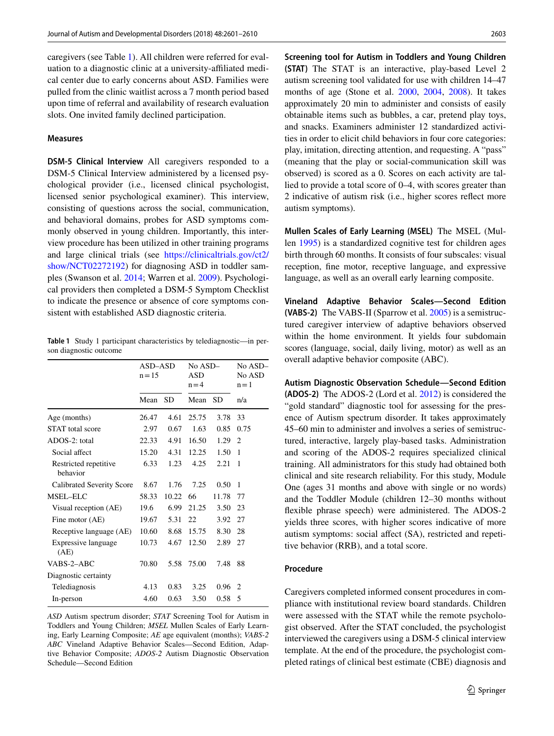caregivers (see Table 1). All children were referred for evaluation to a diagnostic clinic at a university-affiliated medical center due to early concerns about ASD. Families were pulled from the clinic waitlist across a 7 month period based upon time of referral and availability of research evaluation slots. One invited family declined participation.

### Measures

**DSM-5 Clinical Interview** All caregivers responded to a DSM-5 Clinical Interview administered by a licensed psychological provider (i.e., licensed clinical psychologist, licensed senior psychological examiner). This interview, consisting of questions across the social, communication, and behavioral domains, probes for ASD symptoms commonly observed in young children. Importantly, this interview procedure has been utilized in other training programs and large clinical trials (see https://clinicaltrials.gov/ct2/show/NCT02272192) for diagnosing ASD in toddler samples (Swanson et al. 2014; Warren et al. 2009). Psychological providers then completed a DSM-5 Symptom Checklist to indicate the presence or absence of core symptoms consistent with established ASD diagnostic criteria.

**Table 1** Study 1 participant characteristics by telediagnostic—in person diagnostic outcome

| | ASD–ASD n = 15 | | No ASD–ASD n = 4 | | No ASD–No ASD n = 1 |
|---|---|---|---|---|---|
| | Mean | SD | Mean | SD | n/a |
| Age (months) | 26.47 | 4.61 | 25.75 | 3.78 | 33 |
| STAT total score | 2.97 | 0.67 | 1.63 | 0.85 | 0.75 |
| ADOS-2: total | 22.33 | 4.91 | 16.50 | 1.29 | 2 |
| Social affect | 15.20 | 4.31 | 12.25 | 1.50 | 1 |
| Restricted repetitive behavior | 6.33 | 1.23 | 4.25 | 2.21 | 1 |
| Calibrated Severity Score | 8.67 | 1.76 | 7.25 | 0.50 | 1 |
| MSEL–ELC | 58.33 | 10.22 | 66 | 11.78 | 77 |
| Visual reception (AE) | 19.6 | 6.99 | 21.25 | 3.50 | 23 |
| Fine motor (AE) | 19.67 | 5.31 | 22 | 3.92 | 27 |
| Receptive language (AE) | 10.60 | 8.68 | 15.75 | 8.30 | 28 |
| Expressive language (AE) | 10.73 | 4.67 | 12.50 | 2.89 | 27 |
| VABS-2–ABC | 70.80 | 5.58 | 75.00 | 7.48 | 88 |
| Diagnostic certainty | | | | | |
| Telediagnosis | 4.13 | 0.83 | 3.25 | 0.96 | 2 |
| In-person | 4.60 | 0.63 | 3.50 | 0.58 | 5 |

*ASD* Autism spectrum disorder; *STAT* Screening Tool for Autism in Toddlers and Young Children; *MSEL* Mullen Scales of Early Learning, Early Learning Composite; *AE* age equivalent (months); *VABS-2 ABC* Vineland Adaptive Behavior Scales—Second Edition, Adaptive Behavior Composite; *ADOS-2* Autism Diagnostic Observation Schedule—Second Edition

**Screening tool for Autism in Toddlers and Young Children (STAT)** The STAT is an interactive, play-based Level 2 autism screening tool validated for use with children 14–47 months of age (Stone et al. 2000, 2004, 2008). It takes approximately 20 min to administer and consists of easily obtainable items such as bubbles, a car, pretend play toys, and snacks. Examiners administer 12 standardized activities in order to elicit child behaviors in four core categories: play, imitation, directing attention, and requesting. A "pass" (meaning that the play or social-communication skill was observed) is scored as a 0. Scores on each activity are tallied to provide a total score of 0–4, with scores greater than 2 indicative of autism risk (i.e., higher scores reflect more autism symptoms).

**Mullen Scales of Early Learning (MSEL)** The MSEL (Mullen 1995) is a standardized cognitive test for children ages birth through 60 months. It consists of four subscales: visual reception, fine motor, receptive language, and expressive language, as well as an overall early learning composite.

**Vineland Adaptive Behavior Scales—Second Edition (VABS-2)** The VABS-II (Sparrow et al. 2005) is a semistructured caregiver interview of adaptive behaviors observed within the home environment. It yields four subdomain scores (language, social, daily living, motor) as well as an overall adaptive behavior composite (ABC).

**Autism Diagnostic Observation Schedule—Second Edition (ADOS-2)** The ADOS-2 (Lord et al. 2012) is considered the "gold standard" diagnostic tool for assessing for the presence of Autism spectrum disorder. It takes approximately 45–60 min to administer and involves a series of semistructured, interactive, largely play-based tasks. Administration and scoring of the ADOS-2 requires specialized clinical training. All administrators for this study had obtained both clinical and site research reliability. For this study, Module One (ages 31 months and above with single or no words) and the Toddler Module (children 12–30 months without flexible phrase speech) were administered. The ADOS-2 yields three scores, with higher scores indicative of more autism symptoms: social affect (SA), restricted and repetitive behavior (RRB), and a total score.

### Procedure

Caregivers completed informed consent procedures in compliance with institutional review board standards. Children were assessed with the STAT while the remote psychologist observed. After the STAT concluded, the psychologist interviewed the caregivers using a DSM-5 clinical interview template. At the end of the procedure, the psychologist completed ratings of clinical best estimate (CBE) diagnosis and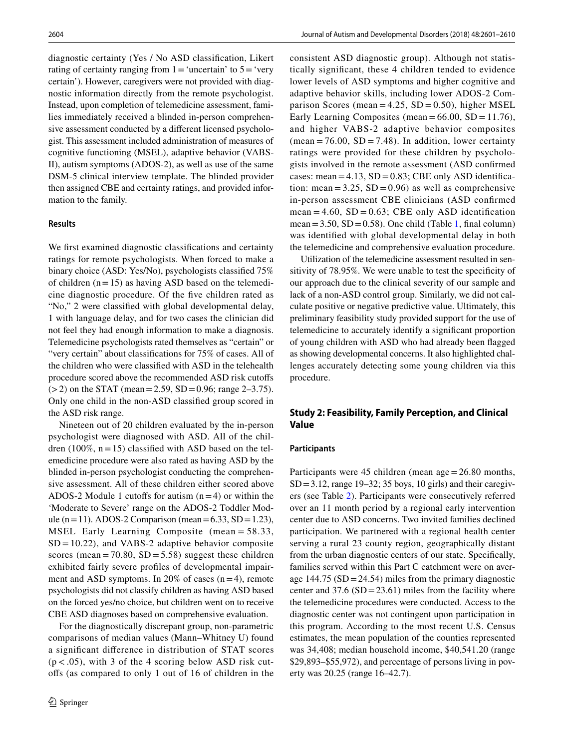diagnostic certainty (Yes / No ASD classification, Likert rating of certainty ranging from 1 = 'uncertain' to 5 = 'very certain'). However, caregivers were not provided with diagnostic information directly from the remote psychologist. Instead, upon completion of telemedicine assessment, families immediately received a blinded in-person comprehensive assessment conducted by a different licensed psychologist. This assessment included administration of measures of cognitive functioning (MSEL), adaptive behavior (VABS-II), autism symptoms (ADOS-2), as well as use of the same DSM-5 clinical interview template. The blinded provider then assigned CBE and certainty ratings, and provided information to the family.

### Results

We first examined diagnostic classifications and certainty ratings for remote psychologists. When forced to make a binary choice (ASD: Yes/No), psychologists classified 75% of children ($n = 15$) as having ASD based on the telemedicine diagnostic procedure. Of the five children rated as "No," 2 were classified with global developmental delay, 1 with language delay, and for two cases the clinician did not feel they had enough information to make a diagnosis. Telemedicine psychologists rated themselves as "certain" or "very certain" about classifications for 75% of cases. All of the children who were classified with ASD in the telehealth procedure scored above the recommended ASD risk cutoffs (> 2) on the STAT (mean = 2.59, SD = 0.96; range 2–3.75). Only one child in the non-ASD classified group scored in the ASD risk range.

Nineteen out of 20 children evaluated by the in-person psychologist were diagnosed with ASD. All of the children (100%, $n = 15$) classified with ASD based on the telemedicine procedure were also rated as having ASD by the blinded in-person psychologist conducting the comprehensive assessment. All of these children either scored above ADOS-2 Module 1 cutoffs for autism ($n = 4$) or within the 'Moderate to Severe' range on the ADOS-2 Toddler Module ($n = 11$). ADOS-2 Comparison (mean = 6.33, SD = 1.23), MSEL Early Learning Composite (mean = 58.33, SD = 10.22), and VABS-2 adaptive behavior composite scores (mean = 70.80, SD = 5.58) suggest these children exhibited fairly severe profiles of developmental impairment and ASD symptoms. In 20% of cases ($n = 4$), remote psychologists did not classify children as having ASD based on the forced yes/no choice, but children went on to receive CBE ASD diagnoses based on comprehensive evaluation.

For the diagnostically discrepant group, non-parametric comparisons of median values (Mann–Whitney U) found a significant difference in distribution of STAT scores ($p < .05$), with 3 of the 4 scoring below ASD risk cutoffs (as compared to only 1 out of 16 of children in the consistent ASD diagnostic group). Although not statistically significant, these 4 children tended to evidence lower levels of ASD symptoms and higher cognitive and adaptive behavior skills, including lower ADOS-2 Comparison Scores (mean = 4.25, SD = 0.50), higher MSEL Early Learning Composites (mean = 66.00, SD = 11.76), and higher VABS-2 adaptive behavior composites (mean = 76.00, SD = 7.48). In addition, lower certainty ratings were provided for these children by psychologists involved in the remote assessment (ASD confirmed cases: mean = 4.13, SD = 0.83; CBE only ASD identification: mean = 3.25, SD = 0.96) as well as comprehensive in-person assessment CBE clinicians (ASD confirmed mean = 4.60, SD = 0.63; CBE only ASD identification mean = 3.50, SD = 0.58). One child (Table 1, final column) was identified with global developmental delay in both the telemedicine and comprehensive evaluation procedure.

Utilization of the telemedicine assessment resulted in sensitivity of 78.95%. We were unable to test the specificity of our approach due to the clinical severity of our sample and lack of a non-ASD control group. Similarly, we did not calculate positive or negative predictive value. Ultimately, this preliminary feasibility study provided support for the use of telemedicine to accurately identify a significant proportion of young children with ASD who had already been flagged as showing developmental concerns. It also highlighted challenges accurately detecting some young children via this procedure.

## Study 2: Feasibility, Family Perception, and Clinical Value

### Participants

Participants were 45 children (mean age = 26.80 months, SD = 3.12, range 19–32; 35 boys, 10 girls) and their caregivers (see Table 2). Participants were consecutively referred over an 11 month period by a regional early intervention center due to ASD concerns. Two invited families declined participation. We partnered with a regional health center serving a rural 23 county region, geographically distant from the urban diagnostic centers of our state. Specifically, families served within this Part C catchment were on average 144.75 (SD = 24.54) miles from the primary diagnostic center and 37.6 (SD = 23.61) miles from the facility where the telemedicine procedures were conducted. Access to the diagnostic center was not contingent upon participation in this program. According to the most recent U.S. Census estimates, the mean population of the counties represented was 34,408; median household income, $40,541.20 (range $29,893–$55,972), and percentage of persons living in poverty was 20.25 (range 16–42.7).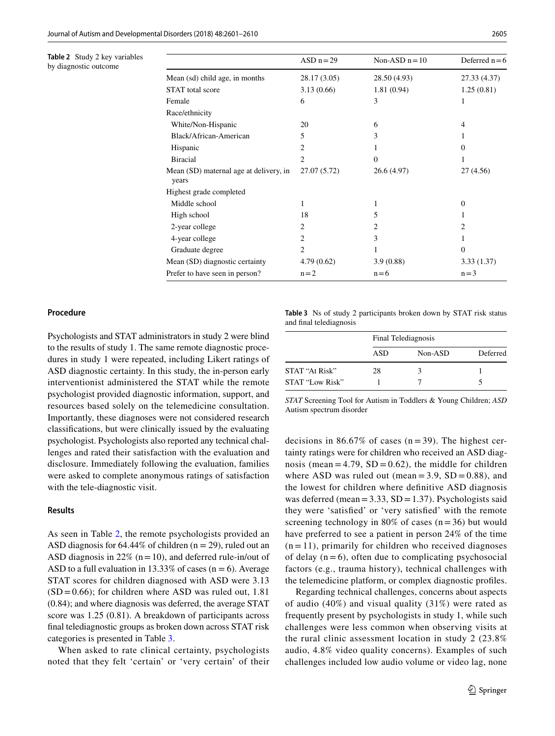**Table 2** Study 2 key variables by diagnostic outcome

| | ASD n = 29 | Non-ASD n = 10 | Deferred n = 6 |
|---|---|---|---|
| Mean (sd) child age, in months | 28.17 (3.05) | 28.50 (4.93) | 27.33 (4.37) |
| STAT total score | 3.13 (0.66) | 1.81 (0.94) | 1.25 (0.81) |
| Female | 6 | 3 | 1 |
| Race/ethnicity | | | |
| White/Non-Hispanic | 20 | 6 | 4 |
| Black/African-American | 5 | 3 | 1 |
| Hispanic | 2 | 1 | 0 |
| Biracial | 2 | 0 | 1 |
| Mean (SD) maternal age at delivery, in years | 27.07 (5.72) | 26.6 (4.97) | 27 (4.56) |
| Highest grade completed | | | |
| Middle school | 1 | 1 | 0 |
| High school | 18 | 5 | 1 |
| 2-year college | 2 | 2 | 2 |
| 4-year college | 2 | 3 | 1 |
| Graduate degree | 2 | 1 | 0 |
| Mean (SD) diagnostic certainty | 4.79 (0.62) | 3.9 (0.88) | 3.33 (1.37) |
| Prefer to have seen in person? | n = 2 | n = 6 | n = 3 |

### Procedure

Psychologists and STAT administrators in study 2 were blind to the results of study 1. The same remote diagnostic procedures in study 1 were repeated, including Likert ratings of ASD diagnostic certainty. In this study, the in-person early interventionist administered the STAT while the remote psychologist provided diagnostic information, support, and resources based solely on the telemedicine consultation. Importantly, these diagnoses were not considered research classifications, but were clinically issued by the evaluating psychologist. Psychologists also reported any technical challenges and rated their satisfaction with the evaluation and disclosure. Immediately following the evaluation, families were asked to complete anonymous ratings of satisfaction with the tele-diagnostic visit.

### Results

As seen in Table 2, the remote psychologists provided an ASD diagnosis for 64.44% of children (n = 29), ruled out an ASD diagnosis in 22% (n = 10), and deferred rule-in/out of ASD to a full evaluation in 13.33% of cases (n = 6). Average STAT scores for children diagnosed with ASD were 3.13 (SD = 0.66); for children where ASD was ruled out, 1.81 (0.84); and where diagnosis was deferred, the average STAT score was 1.25 (0.81). A breakdown of participants across final telediagnostic groups as broken down across STAT risk categories is presented in Table 3.

When asked to rate clinical certainty, psychologists noted that they felt 'certain' or 'very certain' of their decisions in 86.67% of cases (n = 39). The highest certainty ratings were for children who received an ASD diagnosis (mean = 4.79, SD = 0.62), the middle for children where ASD was ruled out (mean = 3.9, SD = 0.88), and the lowest for children where definitive ASD diagnosis was deferred (mean = 3.33, SD = 1.37). Psychologists said they were 'satisfied' or 'very satisfied' with the remote screening technology in 80% of cases (n = 36) but would have preferred to see a patient in person 24% of the time (n = 11), primarily for children who received diagnoses of delay (n = 6), often due to complicating psychosocial factors (e.g., trauma history), technical challenges with the telemedicine platform, or complex diagnostic profiles.

Regarding technical challenges, concerns about aspects of audio (40%) and visual quality (31%) were rated as frequently present by psychologists in study 1, while such challenges were less common when observing visits at the rural clinic assessment location in study 2 (23.8% audio, 4.8% video quality concerns). Examples of such challenges included low audio volume or video lag, none

**Table 3** Ns of study 2 participants broken down by STAT risk status and final telediagnosis

| | Final Telediagnosis | | |
|---|---|---|---|
| | ASD | Non-ASD | Deferred |
| STAT "At Risk" | 28 | 3 | 1 |
| STAT "Low Risk" | 1 | 7 | 5 |

*STAT* Screening Tool for Autism in Toddlers & Young Children; *ASD* Autism spectrum disorder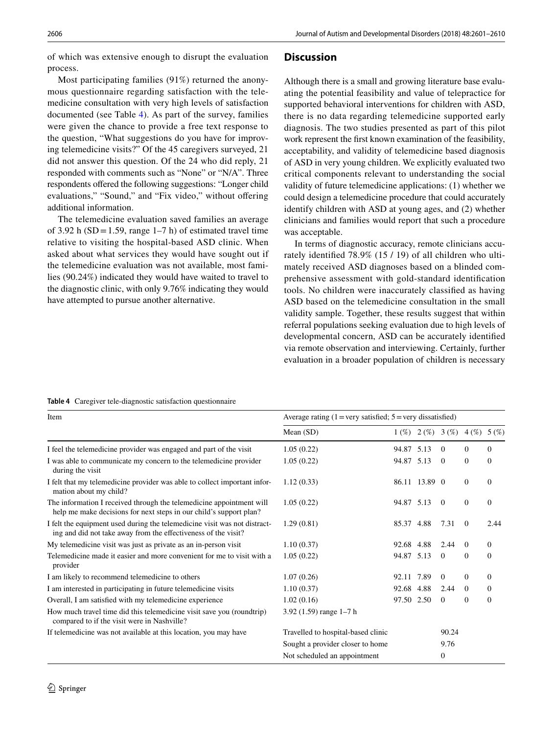of which was extensive enough to disrupt the evaluation process.

Most participating families (91%) returned the anonymous questionnaire regarding satisfaction with the telemedicine consultation with very high levels of satisfaction documented (see Table 4). As part of the survey, families were given the chance to provide a free text response to the question, "What suggestions do you have for improving telemedicine visits?" Of the 45 caregivers surveyed, 21 did not answer this question. Of the 24 who did reply, 21 responded with comments such as "None" or "N/A". Three respondents offered the following suggestions: "Longer child evaluations," "Sound," and "Fix video," without offering additional information.

The telemedicine evaluation saved families an average of 3.92 h (SD = 1.59, range 1–7 h) of estimated travel time relative to visiting the hospital-based ASD clinic. When asked about what services they would have sought out if the telemedicine evaluation was not available, most families (90.24%) indicated they would have waited to travel to the diagnostic clinic, with only 9.76% indicating they would have attempted to pursue another alternative.

## Discussion

Although there is a small and growing literature base evaluating the potential feasibility and value of telepractice for supported behavioral interventions for children with ASD, there is no data regarding telemedicine supported early diagnosis. The two studies presented as part of this pilot work represent the first known examination of the feasibility, acceptability, and validity of telemedicine based diagnosis of ASD in very young children. We explicitly evaluated two critical components relevant to understanding the social validity of future telemedicine applications: (1) whether we could design a telemedicine procedure that could accurately identify children with ASD at young ages, and (2) whether clinicians and families would report that such a procedure was acceptable.

In terms of diagnostic accuracy, remote clinicians accurately identified 78.9% (15 / 19) of all children who ultimately received ASD diagnoses based on a blinded comprehensive assessment with gold-standard identification tools. No children were inaccurately classified as having ASD based on the telemedicine consultation in the small validity sample. Together, these results suggest that within referral populations seeking evaluation due to high levels of developmental concern, ASD can be accurately identified via remote observation and interviewing. Certainly, further evaluation in a broader population of children is necessary

**Table 4** Caregiver tele-diagnostic satisfaction questionnaire

| Item | Average rating (1 = very satisfied; 5 = very dissatisfied) | | | | | |
|---|---|---|---|---|---|---|
| | Mean (SD) | 1 (%) | 2 (%) | 3 (%) | 4 (%) | 5 (%) |
| I feel the telemedicine provider was engaged and part of the visit | 1.05 (0.22) | 94.87 | 5.13 | 0 | 0 | 0 |
| I was able to communicate my concern to the telemedicine provider during the visit | 1.05 (0.22) | 94.87 | 5.13 | 0 | 0 | 0 |
| I felt that my telemedicine provider was able to collect important information about my child? | 1.12 (0.33) | 86.11 | 13.89 | 0 | 0 | 0 |
| The information I received through the telemedicine appointment will help me make decisions for next steps in our child's support plan? | 1.05 (0.22) | 94.87 | 5.13 | 0 | 0 | 0 |
| I felt the equipment used during the telemedicine visit was not distracting and did not take away from the effectiveness of the visit? | 1.29 (0.81) | 85.37 | 4.88 | 7.31 | 0 | 2.44 |
| My telemedicine visit was just as private as an in-person visit | 1.10 (0.37) | 92.68 | 4.88 | 2.44 | 0 | 0 |
| Telemedicine made it easier and more convenient for me to visit with a provider | 1.05 (0.22) | 94.87 | 5.13 | 0 | 0 | 0 |
| I am likely to recommend telemedicine to others | 1.07 (0.26) | 92.11 | 7.89 | 0 | 0 | 0 |
| I am interested in participating in future telemedicine visits | 1.10 (0.37) | 92.68 | 4.88 | 2.44 | 0 | 0 |
| Overall, I am satisfied with my telemedicine experience | 1.02 (0.16) | 97.50 | 2.50 | 0 | 0 | 0 |
| How much travel time did this telemedicine visit save you (roundtrip) compared to if the visit were in Nashville? | 3.92 (1.59) range 1–7 h | | | | | |
| If telemedicine was not available at this location, you may have | Travelled to hospital-based clinic | | | 90.24 | | |
| | Sought a provider closer to home | | | 9.76 | | |
| | Not scheduled an appointment | | | 0 | | |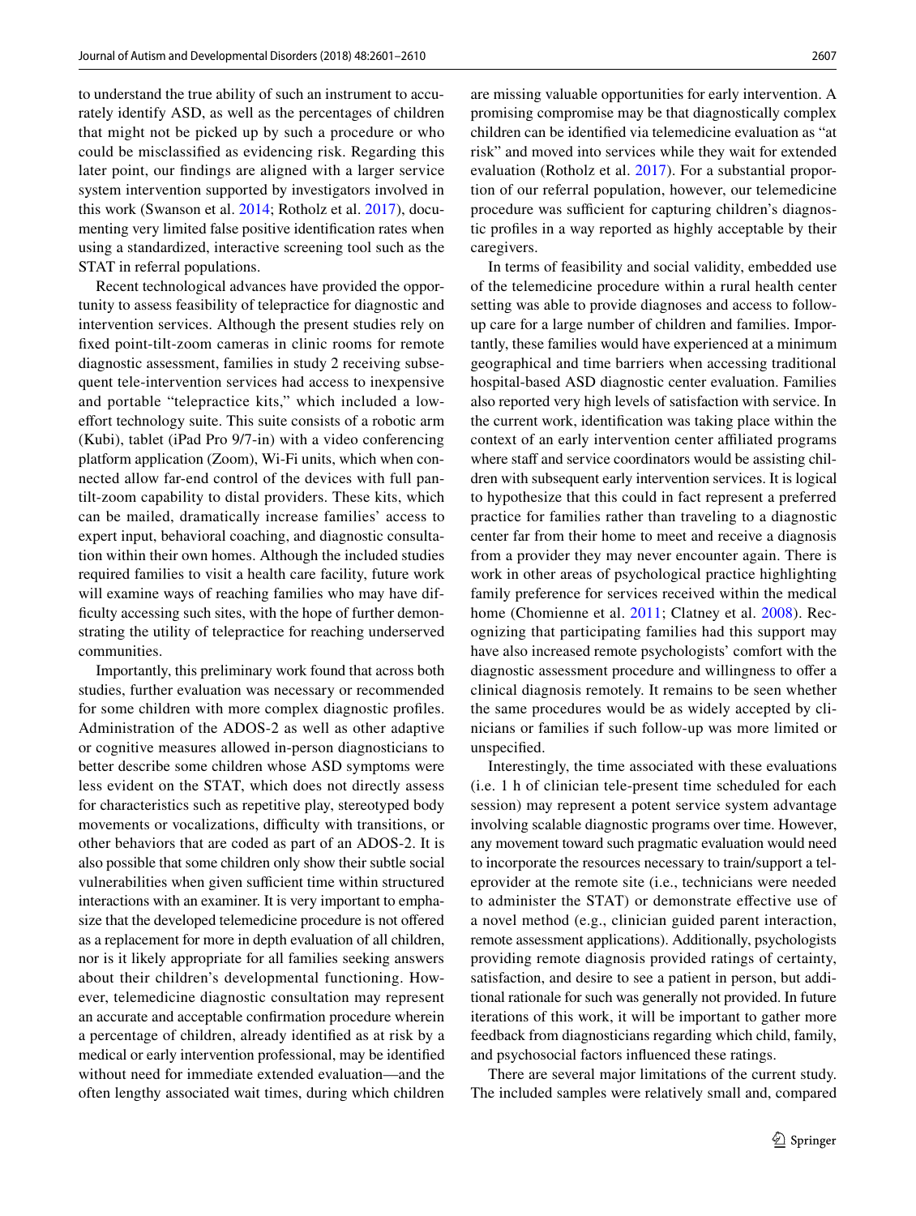to understand the true ability of such an instrument to accurately identify ASD, as well as the percentages of children that might not be picked up by such a procedure or who could be misclassified as evidencing risk. Regarding this later point, our findings are aligned with a larger service system intervention supported by investigators involved in this work (Swanson et al. 2014; Rotholz et al. 2017), documenting very limited false positive identification rates when using a standardized, interactive screening tool such as the STAT in referral populations.

Recent technological advances have provided the opportunity to assess feasibility of telepractice for diagnostic and intervention services. Although the present studies rely on fixed point-tilt-zoom cameras in clinic rooms for remote diagnostic assessment, families in study 2 receiving subsequent tele-intervention services had access to inexpensive and portable "telepractice kits," which included a low-effort technology suite. This suite consists of a robotic arm (Kubi), tablet (iPad Pro 9/7-in) with a video conferencing platform application (Zoom), Wi-Fi units, which when connected allow far-end control of the devices with full pan-tilt-zoom capability to distal providers. These kits, which can be mailed, dramatically increase families' access to expert input, behavioral coaching, and diagnostic consultation within their own homes. Although the included studies required families to visit a health care facility, future work will examine ways of reaching families who may have difficulty accessing such sites, with the hope of further demonstrating the utility of telepractice for reaching underserved communities.

Importantly, this preliminary work found that across both studies, further evaluation was necessary or recommended for some children with more complex diagnostic profiles. Administration of the ADOS-2 as well as other adaptive or cognitive measures allowed in-person diagnosticians to better describe some children whose ASD symptoms were less evident on the STAT, which does not directly assess for characteristics such as repetitive play, stereotyped body movements or vocalizations, difficulty with transitions, or other behaviors that are coded as part of an ADOS-2. It is also possible that some children only show their subtle social vulnerabilities when given sufficient time within structured interactions with an examiner. It is very important to emphasize that the developed telemedicine procedure is not offered as a replacement for more in depth evaluation of all children, nor is it likely appropriate for all families seeking answers about their children's developmental functioning. However, telemedicine diagnostic consultation may represent an accurate and acceptable confirmation procedure wherein a percentage of children, already identified as at risk by a medical or early intervention professional, may be identified without need for immediate extended evaluation—and the often lengthy associated wait times, during which children are missing valuable opportunities for early intervention. A promising compromise may be that diagnostically complex children can be identified via telemedicine evaluation as "at risk" and moved into services while they wait for extended evaluation (Rotholz et al. 2017). For a substantial proportion of our referral population, however, our telemedicine procedure was sufficient for capturing children's diagnostic profiles in a way reported as highly acceptable by their caregivers.

In terms of feasibility and social validity, embedded use of the telemedicine procedure within a rural health center setting was able to provide diagnoses and access to follow-up care for a large number of children and families. Importantly, these families would have experienced at a minimum geographical and time barriers when accessing traditional hospital-based ASD diagnostic center evaluation. Families also reported very high levels of satisfaction with service. In the current work, identification was taking place within the context of an early intervention center affiliated programs where staff and service coordinators would be assisting children with subsequent early intervention services. It is logical to hypothesize that this could in fact represent a preferred practice for families rather than traveling to a diagnostic center far from their home to meet and receive a diagnosis from a provider they may never encounter again. There is work in other areas of psychological practice highlighting family preference for services received within the medical home (Chomienne et al. 2011; Clatney et al. 2008). Recognizing that participating families had this support may have also increased remote psychologists' comfort with the diagnostic assessment procedure and willingness to offer a clinical diagnosis remotely. It remains to be seen whether the same procedures would be as widely accepted by clinicians or families if such follow-up was more limited or unspecified.

Interestingly, the time associated with these evaluations (i.e. 1 h of clinician tele-present time scheduled for each session) may represent a potent service system advantage involving scalable diagnostic programs over time. However, any movement toward such pragmatic evaluation would need to incorporate the resources necessary to train/support a teleprovider at the remote site (i.e., technicians were needed to administer the STAT) or demonstrate effective use of a novel method (e.g., clinician guided parent interaction, remote assessment applications). Additionally, psychologists providing remote diagnosis provided ratings of certainty, satisfaction, and desire to see a patient in person, but additional rationale for such was generally not provided. In future iterations of this work, it will be important to gather more feedback from diagnosticians regarding which child, family, and psychosocial factors influenced these ratings.

There are several major limitations of the current study. The included samples were relatively small and, compared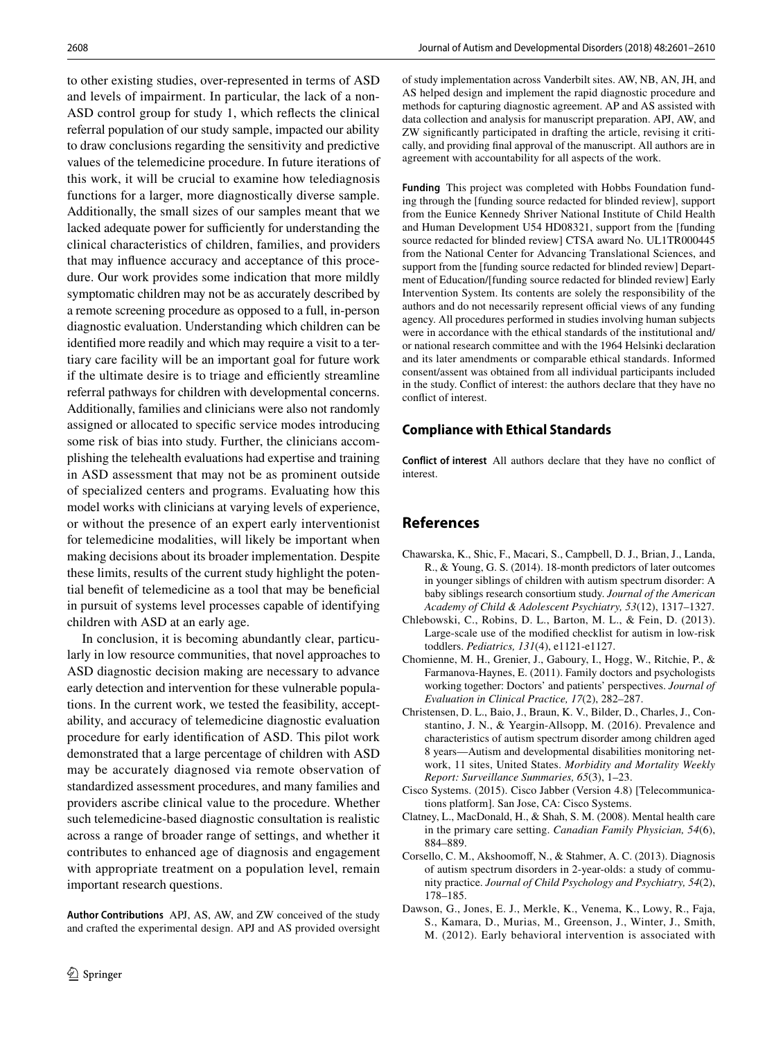to other existing studies, over-represented in terms of ASD and levels of impairment. In particular, the lack of a non-ASD control group for study 1, which reflects the clinical referral population of our study sample, impacted our ability to draw conclusions regarding the sensitivity and predictive values of the telemedicine procedure. In future iterations of this work, it will be crucial to examine how telediagnosis functions for a larger, more diagnostically diverse sample. Additionally, the small sizes of our samples meant that we lacked adequate power for sufficiently for understanding the clinical characteristics of children, families, and providers that may influence accuracy and acceptance of this procedure. Our work provides some indication that more mildly symptomatic children may not be as accurately described by a remote screening procedure as opposed to a full, in-person diagnostic evaluation. Understanding which children can be identified more readily and which may require a visit to a tertiary care facility will be an important goal for future work if the ultimate desire is to triage and efficiently streamline referral pathways for children with developmental concerns. Additionally, families and clinicians were also not randomly assigned or allocated to specific service modes introducing some risk of bias into study. Further, the clinicians accomplishing the telehealth evaluations had expertise and training in ASD assessment that may not be as prominent outside of specialized centers and programs. Evaluating how this model works with clinicians at varying levels of experience, or without the presence of an expert early interventionist for telemedicine modalities, will likely be important when making decisions about its broader implementation. Despite these limits, results of the current study highlight the potential benefit of telemedicine as a tool that may be beneficial in pursuit of systems level processes capable of identifying children with ASD at an early age.

In conclusion, it is becoming abundantly clear, particularly in low resource communities, that novel approaches to ASD diagnostic decision making are necessary to advance early detection and intervention for these vulnerable populations. In the current work, we tested the feasibility, acceptability, and accuracy of telemedicine diagnostic evaluation procedure for early identification of ASD. This pilot work demonstrated that a large percentage of children with ASD may be accurately diagnosed via remote observation of standardized assessment procedures, and many families and providers ascribe clinical value to the procedure. Whether such telemedicine-based diagnostic consultation is realistic across a range of broader range of settings, and whether it contributes to enhanced age of diagnosis and engagement with appropriate treatment on a population level, remain important research questions.

**Author Contributions** APJ, AS, AW, and ZW conceived of the study and crafted the experimental design. APJ and AS provided oversight of study implementation across Vanderbilt sites. AW, NB, AN, JH, and AS helped design and implement the rapid diagnostic procedure and methods for capturing diagnostic agreement. AP and AS assisted with data collection and analysis for manuscript preparation. APJ, AW, and ZW significantly participated in drafting the article, revising it critically, and providing final approval of the manuscript. All authors are in agreement with accountability for all aspects of the work.

**Funding** This project was completed with Hobbs Foundation funding through the [funding source redacted for blinded review], support from the Eunice Kennedy Shriver National Institute of Child Health and Human Development U54 HD08321, support from the [funding source redacted for blinded review] CTSA award No. UL1TR000445 from the National Center for Advancing Translational Sciences, and support from the [funding source redacted for blinded review] Department of Education/[funding source redacted for blinded review] Early Intervention System. Its contents are solely the responsibility of the authors and do not necessarily represent official views of any funding agency. All procedures performed in studies involving human subjects were in accordance with the ethical standards of the institutional and/or national research committee and with the 1964 Helsinki declaration and its later amendments or comparable ethical standards. Informed consent/assent was obtained from all individual participants included in the study. Conflict of interest: the authors declare that they have no conflict of interest.

### Compliance with Ethical Standards

**Conflict of interest** All authors declare that they have no conflict of interest.

## References

Chawarska, K., Shic, F., Macari, S., Campbell, D. J., Brian, J., Landa, R., & Young, G. S. (2014). 18-month predictors of later outcomes in younger siblings of children with autism spectrum disorder: A baby siblings research consortium study. *Journal of the American Academy of Child & Adolescent Psychiatry, 53*(12), 1317–1327.

Chlebowski, C., Robins, D. L., Barton, M. L., & Fein, D. (2013). Large-scale use of the modified checklist for autism in low-risk toddlers. *Pediatrics, 131*(4), e1121-e1127.

Chomienne, M. H., Grenier, J., Gaboury, I., Hogg, W., Ritchie, P., & Farmanova-Haynes, E. (2011). Family doctors and psychologists working together: Doctors' and patients' perspectives. *Journal of Evaluation in Clinical Practice, 17*(2), 282–287.

Christensen, D. L., Baio, J., Braun, K. V., Bilder, D., Charles, J., Constantino, J. N., & Yeargin-Allsopp, M. (2016). Prevalence and characteristics of autism spectrum disorder among children aged 8 years—Autism and developmental disabilities monitoring network, 11 sites, United States. *Morbidity and Mortality Weekly Report: Surveillance Summaries, 65*(3), 1–23.

Cisco Systems. (2015). Cisco Jabber (Version 4.8) [Telecommunications platform]. San Jose, CA: Cisco Systems.

Clatney, L., MacDonald, H., & Shah, S. M. (2008). Mental health care in the primary care setting. *Canadian Family Physician, 54*(6), 884–889.

Corsello, C. M., Akshoomoff, N., & Stahmer, A. C. (2013). Diagnosis of autism spectrum disorders in 2-year-olds: a study of community practice. *Journal of Child Psychology and Psychiatry, 54*(2), 178–185.

Dawson, G., Jones, E. J., Merkle, K., Venema, K., Lowy, R., Faja, S., Kamara, D., Murias, M., Greenson, J., Winter, J., Smith, M. (2012). Early behavioral intervention is associated with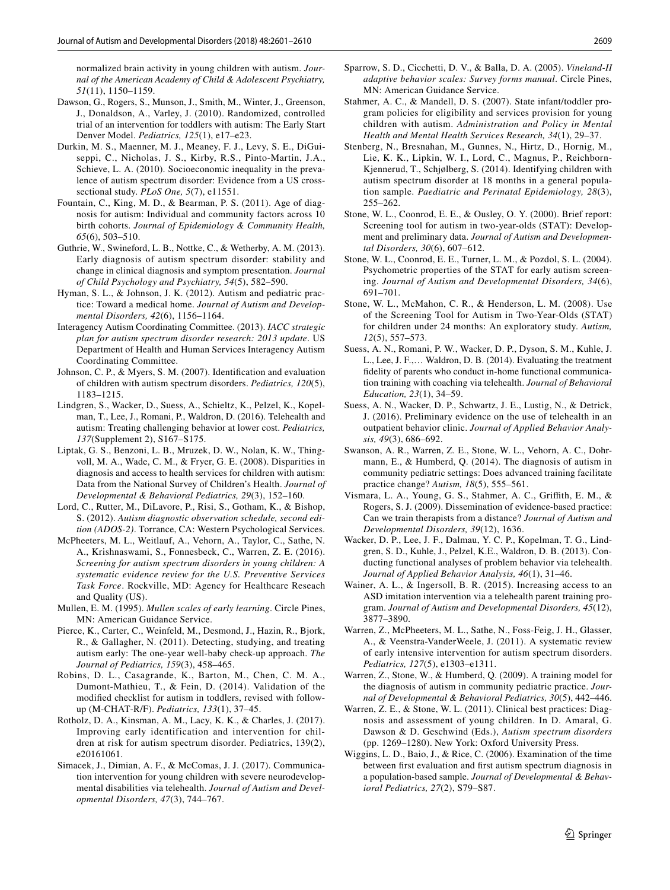normalized brain activity in young children with autism. *Journal of the American Academy of Child & Adolescent Psychiatry, 51*(11), 1150–1159.

Dawson, G., Rogers, S., Munson, J., Smith, M., Winter, J., Greenson, J., Donaldson, A., Varley, J. (2010). Randomized, controlled trial of an intervention for toddlers with autism: The Early Start Denver Model. *Pediatrics, 125*(1), e17–e23.

Durkin, M. S., Maenner, M. J., Meaney, F. J., Levy, S. E., DiGuiseppi, C., Nicholas, J. S., Kirby, R.S., Pinto-Martin, J.A., Schieve, L. A. (2010). Socioeconomic inequality in the prevalence of autism spectrum disorder: Evidence from a US cross-sectional study. *PLoS One, 5*(7), e11551.

Fountain, C., King, M. D., & Bearman, P. S. (2011). Age of diagnosis for autism: Individual and community factors across 10 birth cohorts. *Journal of Epidemiology & Community Health, 65*(6), 503–510.

Guthrie, W., Swineford, L. B., Nottke, C., & Wetherby, A. M. (2013). Early diagnosis of autism spectrum disorder: stability and change in clinical diagnosis and symptom presentation. *Journal of Child Psychology and Psychiatry, 54*(5), 582–590.

Hyman, S. L., & Johnson, J. K. (2012). Autism and pediatric practice: Toward a medical home. *Journal of Autism and Developmental Disorders, 42*(6), 1156–1164.

Interagency Autism Coordinating Committee. (2013). *IACC strategic plan for autism spectrum disorder research: 2013 update*. US Department of Health and Human Services Interagency Autism Coordinating Committee.

Johnson, C. P., & Myers, S. M. (2007). Identification and evaluation of children with autism spectrum disorders. *Pediatrics, 120*(5), 1183–1215.

Lindgren, S., Wacker, D., Suess, A., Schieltz, K., Pelzel, K., Kopelman, T., Lee, J., Romani, P., Waldron, D. (2016). Telehealth and autism: Treating challenging behavior at lower cost. *Pediatrics, 137*(Supplement 2), S167–S175.

Liptak, G. S., Benzoni, L. B., Mruzek, D. W., Nolan, K. W., Thingvoll, M. A., Wade, C. M., & Fryer, G. E. (2008). Disparities in diagnosis and access to health services for children with autism: Data from the National Survey of Children's Health. *Journal of Developmental & Behavioral Pediatrics, 29*(3), 152–160.

Lord, C., Rutter, M., DiLavore, P., Risi, S., Gotham, K., & Bishop, S. (2012). *Autism diagnostic observation schedule, second edition (ADOS-2)*. Torrance, CA: Western Psychological Services.

McPheeters, M. L., Weitlauf, A., Vehorn, A., Taylor, C., Sathe, N. A., Krishnaswami, S., Fonnesbeck, C., Warren, Z. E. (2016). *Screening for autism spectrum disorders in young children: A systematic evidence review for the U.S. Preventive Services Task Force*. Rockville, MD: Agency for Healthcare Reseach and Quality (US).

Mullen, E. M. (1995). *Mullen scales of early learning*. Circle Pines, MN: American Guidance Service.

Pierce, K., Carter, C., Weinfeld, M., Desmond, J., Hazin, R., Bjork, R., & Gallagher, N. (2011). Detecting, studying, and treating autism early: The one-year well-baby check-up approach. *The Journal of Pediatrics, 159*(3), 458–465.

Robins, D. L., Casagrande, K., Barton, M., Chen, C. M. A., Dumont-Mathieu, T., & Fein, D. (2014). Validation of the modified checklist for autism in toddlers, revised with follow-up (M-CHAT-R/F). *Pediatrics, 133*(1), 37–45.

Rotholz, D. A., Kinsman, A. M., Lacy, K. K., & Charles, J. (2017). Improving early identification and intervention for children at risk for autism spectrum disorder. Pediatrics, 139(2), e20161061.

Simacek, J., Dimian, A. F., & McComas, J. J. (2017). Communication intervention for young children with severe neurodevelopmental disabilities via telehealth. *Journal of Autism and Developmental Disorders, 47*(3), 744–767.

Sparrow, S. D., Cicchetti, D. V., & Balla, D. A. (2005). *Vineland-II adaptive behavior scales: Survey forms manual*. Circle Pines, MN: American Guidance Service.

Stahmer, A. C., & Mandell, D. S. (2007). State infant/toddler program policies for eligibility and services provision for young children with autism. *Administration and Policy in Mental Health and Mental Health Services Research, 34*(1), 29–37.

Stenberg, N., Bresnahan, M., Gunnes, N., Hirtz, D., Hornig, M., Lie, K. K., Lipkin, W. I., Lord, C., Magnus, P., Reichborn-Kjennerud, T., Schjølberg, S. (2014). Identifying children with autism spectrum disorder at 18 months in a general population sample. *Paediatric and Perinatal Epidemiology, 28*(3), 255–262.

Stone, W. L., Coonrod, E. E., & Ousley, O. Y. (2000). Brief report: Screening tool for autism in two-year-olds (STAT): Development and preliminary data. *Journal of Autism and Developmental Disorders, 30*(6), 607–612.

Stone, W. L., Coonrod, E. E., Turner, L. M., & Pozdol, S. L. (2004). Psychometric properties of the STAT for early autism screening. *Journal of Autism and Developmental Disorders, 34*(6), 691–701.

Stone, W. L., McMahon, C. R., & Henderson, L. M. (2008). Use of the Screening Tool for Autism in Two-Year-Olds (STAT) for children under 24 months: An exploratory study. *Autism, 12*(5), 557–573.

Suess, A. N., Romani, P. W., Wacker, D. P., Dyson, S. M., Kuhle, J. L., Lee, J. F.,… Waldron, D. B. (2014). Evaluating the treatment fidelity of parents who conduct in-home functional communication training with coaching via telehealth. *Journal of Behavioral Education, 23*(1), 34–59.

Suess, A. N., Wacker, D. P., Schwartz, J. E., Lustig, N., & Detrick, J. (2016). Preliminary evidence on the use of telehealth in an outpatient behavior clinic. *Journal of Applied Behavior Analysis, 49*(3), 686–692.

Swanson, A. R., Warren, Z. E., Stone, W. L., Vehorn, A. C., Dohrmann, E., & Humberd, Q. (2014). The diagnosis of autism in community pediatric settings: Does advanced training facilitate practice change? *Autism, 18*(5), 555–561.

Vismara, L. A., Young, G. S., Stahmer, A. C., Griffith, E. M., & Rogers, S. J. (2009). Dissemination of evidence-based practice: Can we train therapists from a distance? *Journal of Autism and Developmental Disorders, 39*(12), 1636.

Wacker, D. P., Lee, J. F., Dalmau, Y. C. P., Kopelman, T. G., Lindgren, S. D., Kuhle, J., Pelzel, K.E., Waldron, D. B. (2013). Conducting functional analyses of problem behavior via telehealth. *Journal of Applied Behavior Analysis, 46*(1), 31–46.

Wainer, A. L., & Ingersoll, B. R. (2015). Increasing access to an ASD imitation intervention via a telehealth parent training program. *Journal of Autism and Developmental Disorders, 45*(12), 3877–3890.

Warren, Z., McPheeters, M. L., Sathe, N., Foss-Feig, J. H., Glasser, A., & Veenstra-VanderWeele, J. (2011). A systematic review of early intensive intervention for autism spectrum disorders. *Pediatrics, 127*(5), e1303–e1311.

Warren, Z., Stone, W., & Humberd, Q. (2009). A training model for the diagnosis of autism in community pediatric practice. *Journal of Developmental & Behavioral Pediatrics, 30*(5), 442–446.

Warren, Z. E., & Stone, W. L. (2011). Clinical best practices: Diagnosis and assessment of young children. In D. Amaral, G. Dawson & D. Geschwind (Eds.), *Autism spectrum disorders* (pp. 1269–1280). New York: Oxford University Press.

Wiggins, L. D., Baio, J., & Rice, C. (2006). Examination of the time between first evaluation and first autism spectrum diagnosis in a population-based sample. *Journal of Developmental & Behavioral Pediatrics, 27*(2), S79–S87.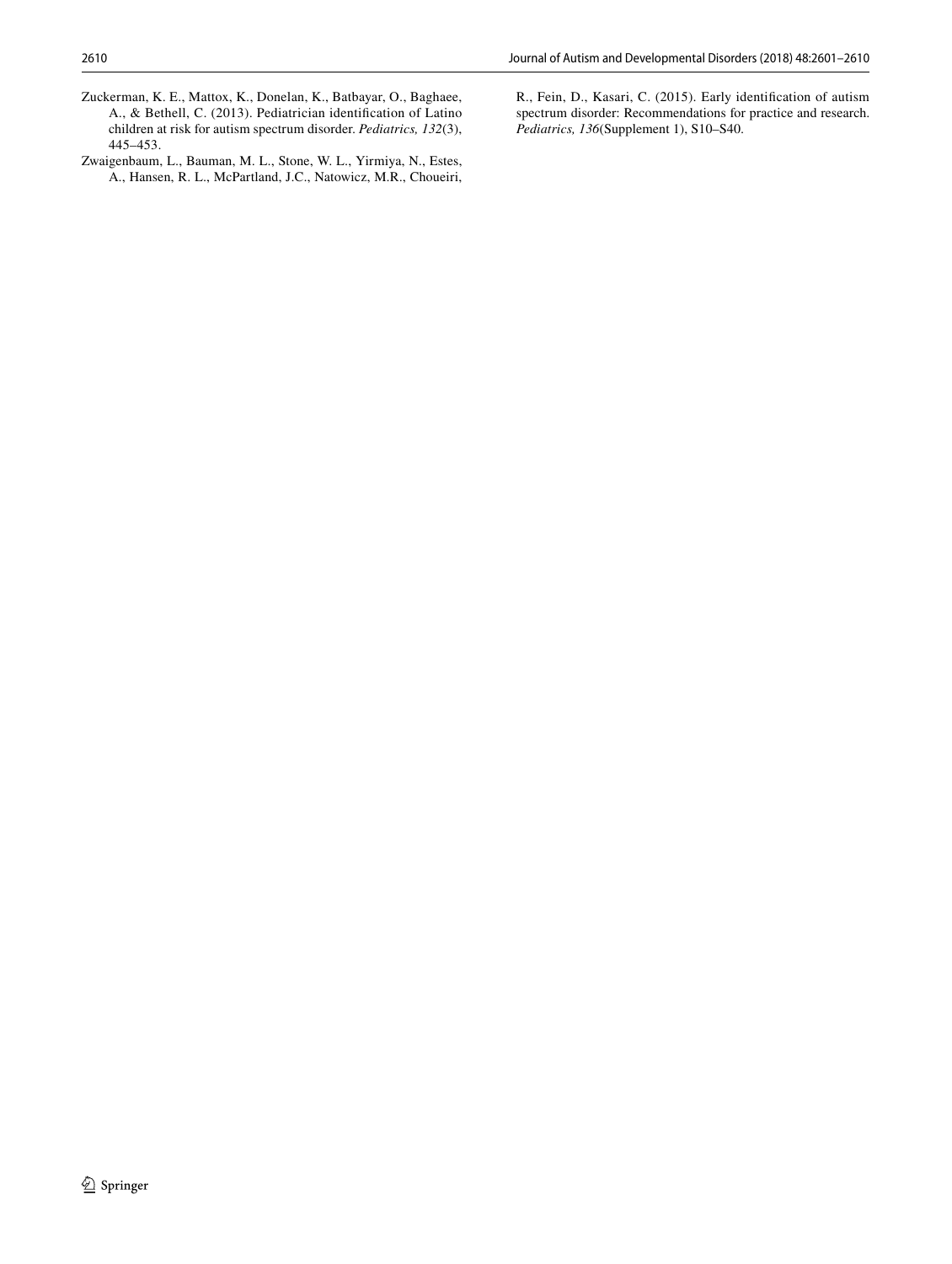Zuckerman, K. E., Mattox, K., Donelan, K., Batbayar, O., Baghaee, A., & Bethell, C. (2013). Pediatrician identification of Latino children at risk for autism spectrum disorder. *Pediatrics, 132*(3), 445–453.

Zwaigenbaum, L., Bauman, M. L., Stone, W. L., Yirmiya, N., Estes, A., Hansen, R. L., McPartland, J.C., Natowicz, M.R., Choueiri, R., Fein, D., Kasari, C. (2015). Early identification of autism spectrum disorder: Recommendations for practice and research. *Pediatrics, 136*(Supplement 1), S10–S40.